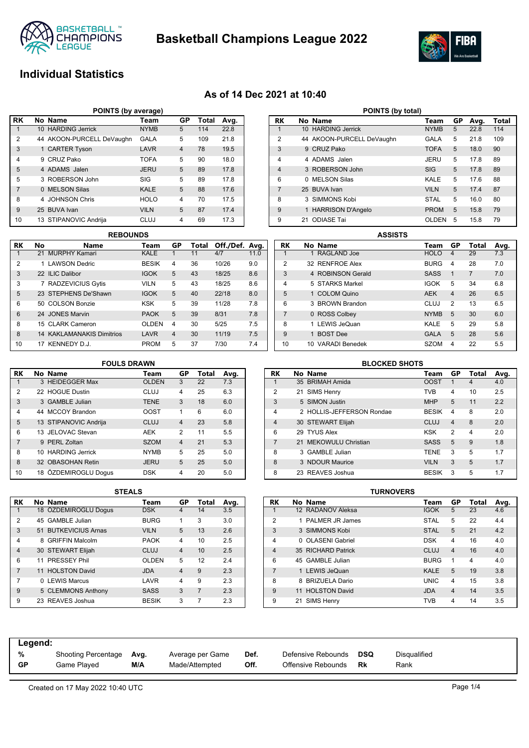# Basketball Champions League 2022

## Individual Statistics

### As of 14 Dec 2021 at 10:40

**POINTS (by average)**

| RK | No | Name | Team | GP | Total | Avg. |
|---|---|---|---|---|---|---|
| 1 | 10 | HARDING Jerrick | NYMB | 5 | 114 | 22.8 |
| 2 | 44 | AKOON-PURCELL DeVaughn | GALA | 5 | 109 | 21.8 |
| 3 | 1 | CARTER Tyson | LAVR | 4 | 78 | 19.5 |
| 4 | 9 | CRUZ Pako | TOFA | 5 | 90 | 18.0 |
| 5 | 4 | ADAMS Jalen | JERU | 5 | 89 | 17.8 |
| 5 | 3 | ROBERSON John | SIG | 5 | 89 | 17.8 |
| 7 | 0 | MELSON Silas | KALE | 5 | 88 | 17.6 |
| 8 | 4 | JOHNSON Chris | HOLO | 4 | 70 | 17.5 |
| 9 | 25 | BUVA Ivan | VILN | 5 | 87 | 17.4 |
| 10 | 13 | STIPANOVIC Andrija | CLUJ | 4 | 69 | 17.3 |

**POINTS (by total)**

| RK | No | Name | Team | GP | Avg. | Total |
|---|---|---|---|---|---|---|
| 1 | 10 | HARDING Jerrick | NYMB | 5 | 22.8 | 114 |
| 2 | 44 | AKOON-PURCELL DeVaughn | GALA | 5 | 21.8 | 109 |
| 3 | 9 | CRUZ Pako | TOFA | 5 | 18.0 | 90 |
| 4 | 4 | ADAMS Jalen | JERU | 5 | 17.8 | 89 |
| 4 | 3 | ROBERSON John | SIG | 5 | 17.8 | 89 |
| 6 | 0 | MELSON Silas | KALE | 5 | 17.6 | 88 |
| 7 | 25 | BUVA Ivan | VILN | 5 | 17.4 | 87 |
| 8 | 3 | SIMMONS Kobi | STAL | 5 | 16.0 | 80 |
| 9 | 1 | HARRISON D'Angelo | PROM | 5 | 15.8 | 79 |
| 9 | 21 | ODIASE Tai | OLDEN | 5 | 15.8 | 79 |

**REBOUNDS**

| RK | No | Name | Team | GP | Total | Off./Def. | Avg. |
|---|---|---|---|---|---|---|---|
| 1 | 21 | MURPHY Kamari | KALE | 1 | 11 | 4/7 | 11.0 |
| 2 | 1 | LAWSON Dedric | BESIK | 4 | 36 | 10/26 | 9.0 |
| 3 | 22 | ILIC Dalibor | IGOK | 5 | 43 | 18/25 | 8.6 |
| 3 | 7 | RADZEVICIUS Gytis | VILN | 5 | 43 | 18/25 | 8.6 |
| 5 | 23 | STEPHENS De'Shawn | IGOK | 5 | 40 | 22/18 | 8.0 |
| 6 | 50 | COLSON Bonzie | KSK | 5 | 39 | 11/28 | 7.8 |
| 6 | 24 | JONES Marvin | PAOK | 5 | 39 | 8/31 | 7.8 |
| 8 | 15 | CLARK Cameron | OLDEN | 4 | 30 | 5/25 | 7.5 |
| 8 | 14 | KAKLAMANAKIS Dimitrios | LAVR | 4 | 30 | 11/19 | 7.5 |
| 10 | 17 | KENNEDY D.J. | PROM | 5 | 37 | 7/30 | 7.4 |

**ASSISTS**

| RK | No | Name | Team | GP | Total | Avg. |
|---|---|---|---|---|---|---|
| 1 | 1 | RAGLAND Joe | HOLO | 4 | 29 | 7.3 |
| 2 | 32 | RENFROE Alex | BURG | 4 | 28 | 7.0 |
| 3 | 4 | ROBINSON Gerald | SASS | 1 | 7 | 7.0 |
| 4 | 5 | STARKS Markel | IGOK | 5 | 34 | 6.8 |
| 5 | 1 | COLOM Quino | AEK | 4 | 26 | 6.5 |
| 6 | 3 | BROWN Brandon | CLUJ | 2 | 13 | 6.5 |
| 7 | 0 | ROSS Colbey | NYMB | 5 | 30 | 6.0 |
| 8 | 1 | LEWIS JeQuan | KALE | 5 | 29 | 5.8 |
| 9 | 1 | BOST Dee | GALA | 5 | 28 | 5.6 |
| 10 | 10 | VARADI Benedek | SZOM | 4 | 22 | 5.5 |

**FOULS DRAWN**

| RK | No | Name | Team | GP | Total | Avg. |
|---|---|---|---|---|---|---|
| 1 | 3 | HEIDEGGER Max | OLDEN | 3 | 22 | 7.3 |
| 2 | 22 | HOGUE Dustin | CLUJ | 4 | 25 | 6.3 |
| 3 | 3 | GAMBLE Julian | TENE | 3 | 18 | 6.0 |
| 4 | 44 | MCCOY Brandon | OOST | 1 | 6 | 6.0 |
| 5 | 13 | STIPANOVIC Andrija | CLUJ | 4 | 23 | 5.8 |
| 6 | 13 | JELOVAC Stevan | AEK | 2 | 11 | 5.5 |
| 7 | 9 | PERL Zoltan | SZOM | 4 | 21 | 5.3 |
| 8 | 10 | HARDING Jerrick | NYMB | 5 | 25 | 5.0 |
| 8 | 32 | OBASOHAN Retin | JERU | 5 | 25 | 5.0 |
| 10 | 18 | ÖZDEMIROGLU Dogus | DSK | 4 | 20 | 5.0 |

**BLOCKED SHOTS**

| RK | No | Name | Team | GP | Total | Avg. |
|---|---|---|---|---|---|---|
| 1 | 35 | BRIMAH Amida | OOST | 1 | 4 | 4.0 |
| 2 | 21 | SIMS Henry | TVB | 4 | 10 | 2.5 |
| 3 | 5 | SIMON Justin | MHP | 5 | 11 | 2.2 |
| 4 | 2 | HOLLIS-JEFFERSON Rondae | BESIK | 4 | 8 | 2.0 |
| 4 | 30 | STEWART Elijah | CLUJ | 4 | 8 | 2.0 |
| 6 | 29 | TYUS Alex | KSK | 2 | 4 | 2.0 |
| 7 | 21 | MEKOWULU Christian | SASS | 5 | 9 | 1.8 |
| 8 | 3 | GAMBLE Julian | TENE | 3 | 5 | 1.7 |
| 8 | 3 | NDOUR Maurice | VILN | 3 | 5 | 1.7 |
| 8 | 23 | REAVES Joshua | BESIK | 3 | 5 | 1.7 |

**STEALS**

| RK | No | Name | Team | GP | Total | Avg. |
|---|---|---|---|---|---|---|
| 1 | 18 | ÖZDEMIROGLU Dogus | DSK | 4 | 14 | 3.5 |
| 2 | 45 | GAMBLE Julian | BURG | 1 | 3 | 3.0 |
| 3 | 51 | BUTKEVICIUS Arnas | VILN | 5 | 13 | 2.6 |
| 4 | 8 | GRIFFIN Malcolm | PAOK | 4 | 10 | 2.5 |
| 4 | 30 | STEWART Elijah | CLUJ | 4 | 10 | 2.5 |
| 6 | 11 | PRESSEY Phil | OLDEN | 5 | 12 | 2.4 |
| 7 | 11 | HOLSTON David | JDA | 4 | 9 | 2.3 |
| 7 | 0 | LEWIS Marcus | LAVR | 4 | 9 | 2.3 |
| 9 | 5 | CLEMMONS Anthony | SASS | 3 | 7 | 2.3 |
| 9 | 23 | REAVES Joshua | BESIK | 3 | 7 | 2.3 |

**TURNOVERS**

| RK | No | Name | Team | GP | Total | Avg. |
|---|---|---|---|---|---|---|
| 1 | 12 | RADANOV Aleksa | IGOK | 5 | 23 | 4.6 |
| 2 | 1 | PALMER JR James | STAL | 5 | 22 | 4.4 |
| 3 | 3 | SIMMONS Kobi | STAL | 5 | 21 | 4.2 |
| 4 | 0 | OLASENI Gabriel | DSK | 4 | 16 | 4.0 |
| 4 | 35 | RICHARD Patrick | CLUJ | 4 | 16 | 4.0 |
| 6 | 45 | GAMBLE Julian | BURG | 1 | 4 | 4.0 |
| 7 | 1 | LEWIS JeQuan | KALE | 5 | 19 | 3.8 |
| 8 | 8 | BRIZUELA Dario | UNIC | 4 | 15 | 3.8 |
| 9 | 11 | HOLSTON David | JDA | 4 | 14 | 3.5 |
| 9 | 21 | SIMS Henry | TVB | 4 | 14 | 3.5 |

**Legend:**

| | | | | | | | |
|---|---|---|---|---|---|---|---|
| % | Shooting Percentage | Avg. | Average per Game | Def. | Defensive Rebounds | DSQ | Disqualified |
| GP | Game Played | M/A | Made/Attempted | Off. | Offensive Rebounds | Rk | Rank |

Created on 17 May 2022 10:40 UTC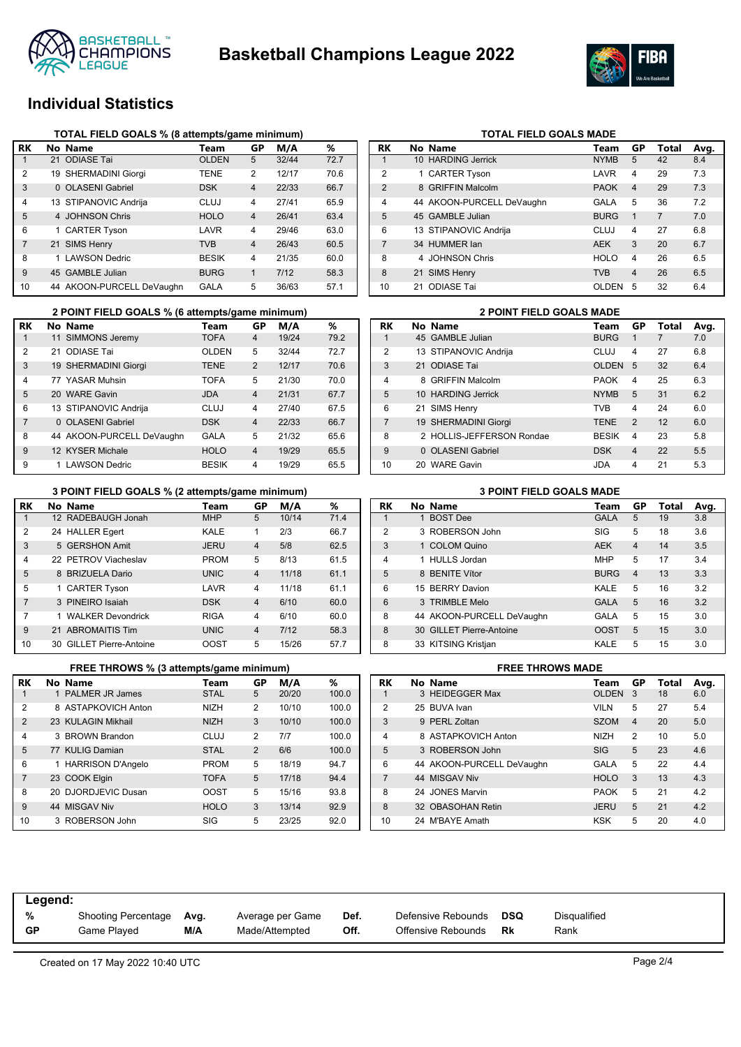# Basketball Champions League 2022

## Individual Statistics

### TOTAL FIELD GOALS % (8 attempts/game minimum)

| RK | No | Name | Team | GP | M/A | % |
|---|---|---|---|---|---|---|
| 1 | 21 | ODIASE Tai | OLDEN | 5 | 32/44 | 72.7 |
| 2 | 19 | SHERMADINI Giorgi | TENE | 2 | 12/17 | 70.6 |
| 3 | 0 | OLASENI Gabriel | DSK | 4 | 22/33 | 66.7 |
| 4 | 13 | STIPANOVIC Andrija | CLUJ | 4 | 27/41 | 65.9 |
| 5 | 4 | JOHNSON Chris | HOLO | 4 | 26/41 | 63.4 |
| 6 | 1 | CARTER Tyson | LAVR | 4 | 29/46 | 63.0 |
| 7 | 21 | SIMS Henry | TVB | 4 | 26/43 | 60.5 |
| 8 | 1 | LAWSON Dedric | BESIK | 4 | 21/35 | 60.0 |
| 9 | 45 | GAMBLE Julian | BURG | 1 | 7/12 | 58.3 |
| 10 | 44 | AKOON-PURCELL DeVaughn | GALA | 5 | 36/63 | 57.1 |

### TOTAL FIELD GOALS MADE

| RK | No | Name | Team | GP | Total | Avg. |
|---|---|---|---|---|---|---|
| 1 | 10 | HARDING Jerrick | NYMB | 5 | 42 | 8.4 |
| 2 | 1 | CARTER Tyson | LAVR | 4 | 29 | 7.3 |
| 2 | 8 | GRIFFIN Malcolm | PAOK | 4 | 29 | 7.3 |
| 4 | 44 | AKOON-PURCELL DeVaughn | GALA | 5 | 36 | 7.2 |
| 5 | 45 | GAMBLE Julian | BURG | 1 | 7 | 7.0 |
| 6 | 13 | STIPANOVIC Andrija | CLUJ | 4 | 27 | 6.8 |
| 7 | 34 | HUMMER Ian | AEK | 3 | 20 | 6.7 |
| 8 | 4 | JOHNSON Chris | HOLO | 4 | 26 | 6.5 |
| 8 | 21 | SIMS Henry | TVB | 4 | 26 | 6.5 |
| 10 | 21 | ODIASE Tai | OLDEN | 5 | 32 | 6.4 |

### 2 POINT FIELD GOALS % (6 attempts/game minimum)

| RK | No | Name | Team | GP | M/A | % |
|---|---|---|---|---|---|---|
| 1 | 11 | SIMMONS Jeremy | TOFA | 4 | 19/24 | 79.2 |
| 2 | 21 | ODIASE Tai | OLDEN | 5 | 32/44 | 72.7 |
| 3 | 19 | SHERMADINI Giorgi | TENE | 2 | 12/17 | 70.6 |
| 4 | 77 | YASAR Muhsin | TOFA | 5 | 21/30 | 70.0 |
| 5 | 20 | WARE Gavin | JDA | 4 | 21/31 | 67.7 |
| 6 | 13 | STIPANOVIC Andrija | CLUJ | 4 | 27/40 | 67.5 |
| 7 | 0 | OLASENI Gabriel | DSK | 4 | 22/33 | 66.7 |
| 8 | 44 | AKOON-PURCELL DeVaughn | GALA | 5 | 21/32 | 65.6 |
| 9 | 12 | KYSER Michale | HOLO | 4 | 19/29 | 65.5 |
| 9 | 1 | LAWSON Dedric | BESIK | 4 | 19/29 | 65.5 |

### 2 POINT FIELD GOALS MADE

| RK | No | Name | Team | GP | Total | Avg. |
|---|---|---|---|---|---|---|
| 1 | 45 | GAMBLE Julian | BURG | 1 | 7 | 7.0 |
| 2 | 13 | STIPANOVIC Andrija | CLUJ | 4 | 27 | 6.8 |
| 3 | 21 | ODIASE Tai | OLDEN | 5 | 32 | 6.4 |
| 4 | 8 | GRIFFIN Malcolm | PAOK | 4 | 25 | 6.3 |
| 5 | 10 | HARDING Jerrick | NYMB | 5 | 31 | 6.2 |
| 6 | 21 | SIMS Henry | TVB | 4 | 24 | 6.0 |
| 7 | 19 | SHERMADINI Giorgi | TENE | 2 | 12 | 6.0 |
| 8 | 2 | HOLLIS-JEFFERSON Rondae | BESIK | 4 | 23 | 5.8 |
| 9 | 0 | OLASENI Gabriel | DSK | 4 | 22 | 5.5 |
| 10 | 20 | WARE Gavin | JDA | 4 | 21 | 5.3 |

### 3 POINT FIELD GOALS % (2 attempts/game minimum)

| RK | No | Name | Team | GP | M/A | % |
|---|---|---|---|---|---|---|
| 1 | 12 | RADEBAUGH Jonah | MHP | 5 | 10/14 | 71.4 |
| 2 | 24 | HALLER Egert | KALE | 1 | 2/3 | 66.7 |
| 3 | 5 | GERSHON Amit | JERU | 4 | 5/8 | 62.5 |
| 4 | 22 | PETROV Viacheslav | PROM | 5 | 8/13 | 61.5 |
| 5 | 8 | BRIZUELA Dario | UNIC | 4 | 11/18 | 61.1 |
| 5 | 1 | CARTER Tyson | LAVR | 4 | 11/18 | 61.1 |
| 7 | 3 | PINEIRO Isaiah | DSK | 4 | 6/10 | 60.0 |
| 7 | 1 | WALKER Devondrick | RIGA | 4 | 6/10 | 60.0 |
| 9 | 21 | ABROMAITIS Tim | UNIC | 4 | 7/12 | 58.3 |
| 10 | 30 | GILLET Pierre-Antoine | OOST | 5 | 15/26 | 57.7 |

### 3 POINT FIELD GOALS MADE

| RK | No | Name | Team | GP | Total | Avg. |
|---|---|---|---|---|---|---|
| 1 | 1 | BOST Dee | GALA | 5 | 19 | 3.8 |
| 2 | 3 | ROBERSON John | SIG | 5 | 18 | 3.6 |
| 3 | 1 | COLOM Quino | AEK | 4 | 14 | 3.5 |
| 4 | 1 | HULLS Jordan | MHP | 5 | 17 | 3.4 |
| 5 | 8 | BENITE Vítor | BURG | 4 | 13 | 3.3 |
| 6 | 15 | BERRY Davion | KALE | 5 | 16 | 3.2 |
| 6 | 3 | TRIMBLE Melo | GALA | 5 | 16 | 3.2 |
| 8 | 44 | AKOON-PURCELL DeVaughn | GALA | 5 | 15 | 3.0 |
| 8 | 30 | GILLET Pierre-Antoine | OOST | 5 | 15 | 3.0 |
| 8 | 33 | KITSING Kristjan | KALE | 5 | 15 | 3.0 |

### FREE THROWS % (3 attempts/game minimum)

| RK | No | Name | Team | GP | M/A | % |
|---|---|---|---|---|---|---|
| 1 | 1 | PALMER JR James | STAL | 5 | 20/20 | 100.0 |
| 2 | 8 | ASTAPKOVICH Anton | NIZH | 2 | 10/10 | 100.0 |
| 2 | 23 | KULAGIN Mikhail | NIZH | 3 | 10/10 | 100.0 |
| 4 | 3 | BROWN Brandon | CLUJ | 2 | 7/7 | 100.0 |
| 5 | 77 | KULIG Damian | STAL | 2 | 6/6 | 100.0 |
| 6 | 1 | HARRISON D'Angelo | PROM | 5 | 18/19 | 94.7 |
| 7 | 23 | COOK Elgin | TOFA | 5 | 17/18 | 94.4 |
| 8 | 20 | DJORDJEVIC Dusan | OOST | 5 | 15/16 | 93.8 |
| 9 | 44 | MISGAV Niv | HOLO | 3 | 13/14 | 92.9 |
| 10 | 3 | ROBERSON John | SIG | 5 | 23/25 | 92.0 |

### FREE THROWS MADE

| RK | No | Name | Team | GP | Total | Avg. |
|---|---|---|---|---|---|---|
| 1 | 3 | HEIDEGGER Max | OLDEN | 3 | 18 | 6.0 |
| 2 | 25 | BUVA Ivan | VILN | 5 | 27 | 5.4 |
| 3 | 9 | PERL Zoltan | SZOM | 4 | 20 | 5.0 |
| 4 | 8 | ASTAPKOVICH Anton | NIZH | 2 | 10 | 5.0 |
| 5 | 3 | ROBERSON John | SIG | 5 | 23 | 4.6 |
| 6 | 44 | AKOON-PURCELL DeVaughn | GALA | 5 | 22 | 4.4 |
| 7 | 44 | MISGAV Niv | HOLO | 3 | 13 | 4.3 |
| 8 | 24 | JONES Marvin | PAOK | 5 | 21 | 4.2 |
| 8 | 32 | OBASOHAN Retin | JERU | 5 | 21 | 4.2 |
| 10 | 24 | M'BAYE Amath | KSK | 5 | 20 | 4.0 |

**Legend:**

| | | | | | | | |
|---|---|---|---|---|---|---|---|
| **%** | Shooting Percentage | **Avg.** | Average per Game | **Def.** | Defensive Rebounds | **DSQ** | Disqualified |
| **GP** | Game Played | **M/A** | Made/Attempted | **Off.** | Offensive Rebounds | **Rk** | Rank |

Created on 17 May 2022 10:40 UTC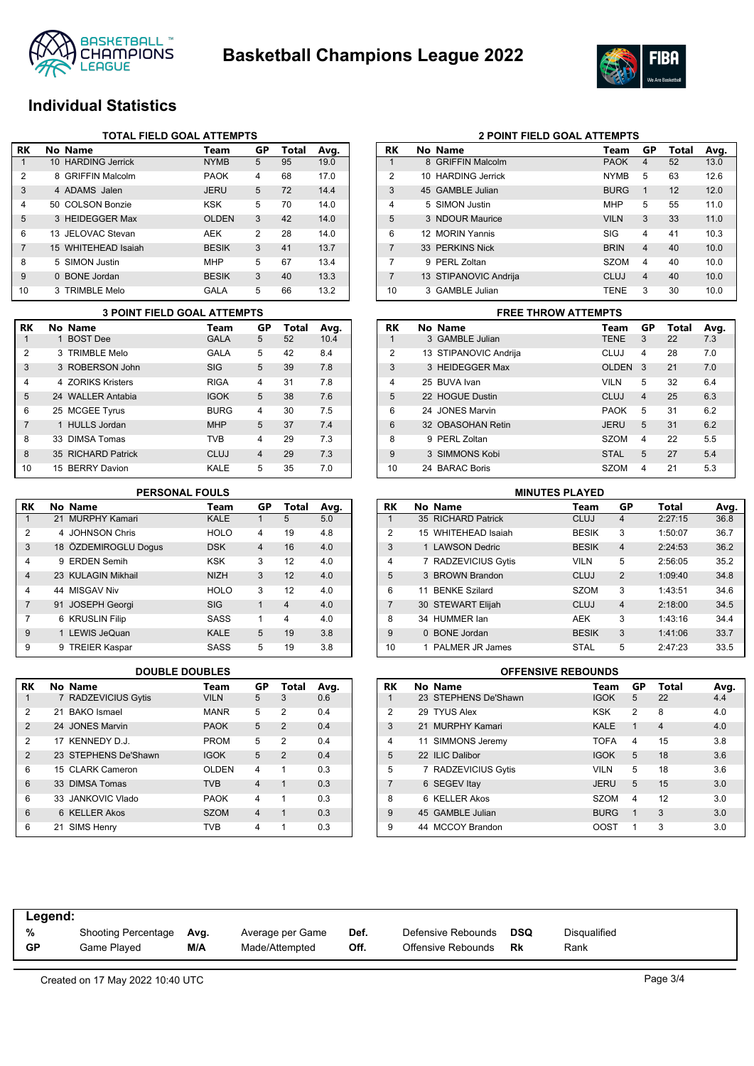# Basketball Champions League 2022

## Individual Statistics

### TOTAL FIELD GOAL ATTEMPTS

| RK | No | Name | Team | GP | Total | Avg. |
|---|---|---|---|---|---|---|
| 1 | 10 | HARDING Jerrick | NYMB | 5 | 95 | 19.0 |
| 2 | 8 | GRIFFIN Malcolm | PAOK | 4 | 68 | 17.0 |
| 3 | 4 | ADAMS Jalen | JERU | 5 | 72 | 14.4 |
| 4 | 50 | COLSON Bonzie | KSK | 5 | 70 | 14.0 |
| 5 | 3 | HEIDEGGER Max | OLDEN | 3 | 42 | 14.0 |
| 6 | 13 | JELOVAC Stevan | AEK | 2 | 28 | 14.0 |
| 7 | 15 | WHITEHEAD Isaiah | BESIK | 3 | 41 | 13.7 |
| 8 | 5 | SIMON Justin | MHP | 5 | 67 | 13.4 |
| 9 | 0 | BONE Jordan | BESIK | 3 | 40 | 13.3 |
| 10 | 3 | TRIMBLE Melo | GALA | 5 | 66 | 13.2 |

### 2 POINT FIELD GOAL ATTEMPTS

| RK | No | Name | Team | GP | Total | Avg. |
|---|---|---|---|---|---|---|
| 1 | 8 | GRIFFIN Malcolm | PAOK | 4 | 52 | 13.0 |
| 2 | 10 | HARDING Jerrick | NYMB | 5 | 63 | 12.6 |
| 3 | 45 | GAMBLE Julian | BURG | 1 | 12 | 12.0 |
| 4 | 5 | SIMON Justin | MHP | 5 | 55 | 11.0 |
| 5 | 3 | NDOUR Maurice | VILN | 3 | 33 | 11.0 |
| 6 | 12 | MORIN Yannis | SIG | 4 | 41 | 10.3 |
| 7 | 33 | PERKINS Nick | BRIN | 4 | 40 | 10.0 |
| 7 | 9 | PERL Zoltan | SZOM | 4 | 40 | 10.0 |
| 7 | 13 | STIPANOVIC Andrija | CLUJ | 4 | 40 | 10.0 |
| 10 | 3 | GAMBLE Julian | TENE | 3 | 30 | 10.0 |

### 3 POINT FIELD GOAL ATTEMPTS

| RK | No | Name | Team | GP | Total | Avg. |
|---|---|---|---|---|---|---|
| 1 | 1 | BOST Dee | GALA | 5 | 52 | 10.4 |
| 2 | 3 | TRIMBLE Melo | GALA | 5 | 42 | 8.4 |
| 3 | 3 | ROBERSON John | SIG | 5 | 39 | 7.8 |
| 4 | 4 | ZORIKS Kristers | RIGA | 4 | 31 | 7.8 |
| 5 | 24 | WALLER Antabia | IGOK | 5 | 38 | 7.6 |
| 6 | 25 | MCGEE Tyrus | BURG | 4 | 30 | 7.5 |
| 7 | 1 | HULLS Jordan | MHP | 5 | 37 | 7.4 |
| 8 | 33 | DIMSA Tomas | TVB | 4 | 29 | 7.3 |
| 8 | 35 | RICHARD Patrick | CLUJ | 4 | 29 | 7.3 |
| 10 | 15 | BERRY Davion | KALE | 5 | 35 | 7.0 |

### FREE THROW ATTEMPTS

| RK | No | Name | Team | GP | Total | Avg. |
|---|---|---|---|---|---|---|
| 1 | 3 | GAMBLE Julian | TENE | 3 | 22 | 7.3 |
| 2 | 13 | STIPANOVIC Andrija | CLUJ | 4 | 28 | 7.0 |
| 3 | 3 | HEIDEGGER Max | OLDEN | 3 | 21 | 7.0 |
| 4 | 25 | BUVA Ivan | VILN | 5 | 32 | 6.4 |
| 5 | 22 | HOGUE Dustin | CLUJ | 4 | 25 | 6.3 |
| 6 | 24 | JONES Marvin | PAOK | 5 | 31 | 6.2 |
| 6 | 32 | OBASOHAN Retin | JERU | 5 | 31 | 6.2 |
| 8 | 9 | PERL Zoltan | SZOM | 4 | 22 | 5.5 |
| 9 | 3 | SIMMONS Kobi | STAL | 5 | 27 | 5.4 |
| 10 | 24 | BARAC Boris | SZOM | 4 | 21 | 5.3 |

### PERSONAL FOULS

| RK | No | Name | Team | GP | Total | Avg. |
|---|---|---|---|---|---|---|
| 1 | 21 | MURPHY Kamari | KALE | 1 | 5 | 5.0 |
| 2 | 4 | JOHNSON Chris | HOLO | 4 | 19 | 4.8 |
| 3 | 18 | ÖZDEMIROGLU Dogus | DSK | 4 | 16 | 4.0 |
| 4 | 9 | ERDEN Semih | KSK | 3 | 12 | 4.0 |
| 4 | 23 | KULAGIN Mikhail | NIZH | 3 | 12 | 4.0 |
| 4 | 44 | MISGAV Niv | HOLO | 3 | 12 | 4.0 |
| 7 | 91 | JOSEPH Georgi | SIG | 1 | 4 | 4.0 |
| 7 | 6 | KRUSLIN Filip | SASS | 1 | 4 | 4.0 |
| 9 | 1 | LEWIS JeQuan | KALE | 5 | 19 | 3.8 |
| 9 | 9 | TREIER Kaspar | SASS | 5 | 19 | 3.8 |

### MINUTES PLAYED

| RK | No | Name | Team | GP | Total | Avg. |
|---|---|---|---|---|---|---|
| 1 | 35 | RICHARD Patrick | CLUJ | 4 | 2:27:15 | 36.8 |
| 2 | 15 | WHITEHEAD Isaiah | BESIK | 3 | 1:50:07 | 36.7 |
| 3 | 1 | LAWSON Dedric | BESIK | 4 | 2:24:53 | 36.2 |
| 4 | 7 | RADZEVICIUS Gytis | VILN | 5 | 2:56:05 | 35.2 |
| 5 | 3 | BROWN Brandon | CLUJ | 2 | 1:09:40 | 34.8 |
| 6 | 11 | BENKE Szilard | SZOM | 3 | 1:43:51 | 34.6 |
| 7 | 30 | STEWART Elijah | CLUJ | 4 | 2:18:00 | 34.5 |
| 8 | 34 | HUMMER Ian | AEK | 3 | 1:43:16 | 34.4 |
| 9 | 0 | BONE Jordan | BESIK | 3 | 1:41:06 | 33.7 |
| 10 | 1 | PALMER JR James | STAL | 5 | 2:47:23 | 33.5 |

### DOUBLE DOUBLES

| RK | No | Name | Team | GP | Total | Avg. |
|---|---|---|---|---|---|---|
| 1 | 7 | RADZEVICIUS Gytis | VILN | 5 | 3 | 0.6 |
| 2 | 21 | BAKO Ismael | MANR | 5 | 2 | 0.4 |
| 2 | 24 | JONES Marvin | PAOK | 5 | 2 | 0.4 |
| 2 | 17 | KENNEDY D.J. | PROM | 5 | 2 | 0.4 |
| 2 | 23 | STEPHENS De'Shawn | IGOK | 5 | 2 | 0.4 |
| 6 | 15 | CLARK Cameron | OLDEN | 4 | 1 | 0.3 |
| 6 | 33 | DIMSA Tomas | TVB | 4 | 1 | 0.3 |
| 6 | 33 | JANKOVIC Vlado | PAOK | 4 | 1 | 0.3 |
| 6 | 6 | KELLER Akos | SZOM | 4 | 1 | 0.3 |
| 6 | 21 | SIMS Henry | TVB | 4 | 1 | 0.3 |

### OFFENSIVE REBOUNDS

| RK | No | Name | Team | GP | Total | Avg. |
|---|---|---|---|---|---|---|
| 1 | 23 | STEPHENS De'Shawn | IGOK | 5 | 22 | 4.4 |
| 2 | 29 | TYUS Alex | KSK | 2 | 8 | 4.0 |
| 3 | 21 | MURPHY Kamari | KALE | 1 | 4 | 4.0 |
| 4 | 11 | SIMMONS Jeremy | TOFA | 4 | 15 | 3.8 |
| 5 | 22 | ILIC Dalibor | IGOK | 5 | 18 | 3.6 |
| 5 | 7 | RADZEVICIUS Gytis | VILN | 5 | 18 | 3.6 |
| 7 | 6 | SEGEV Itay | JERU | 5 | 15 | 3.0 |
| 8 | 6 | KELLER Akos | SZOM | 4 | 12 | 3.0 |
| 9 | 45 | GAMBLE Julian | BURG | 1 | 3 | 3.0 |
| 9 | 44 | MCCOY Brandon | OOST | 1 | 3 | 3.0 |

**Legend:**

| | | | | | | | |
|---|---|---|---|---|---|---|---|
| % | Shooting Percentage | Avg. | Average per Game | Def. | Defensive Rebounds | DSQ | Disqualified |
| GP | Game Played | M/A | Made/Attempted | Off. | Offensive Rebounds | Rk | Rank |

Created on 17 May 2022 10:40 UTC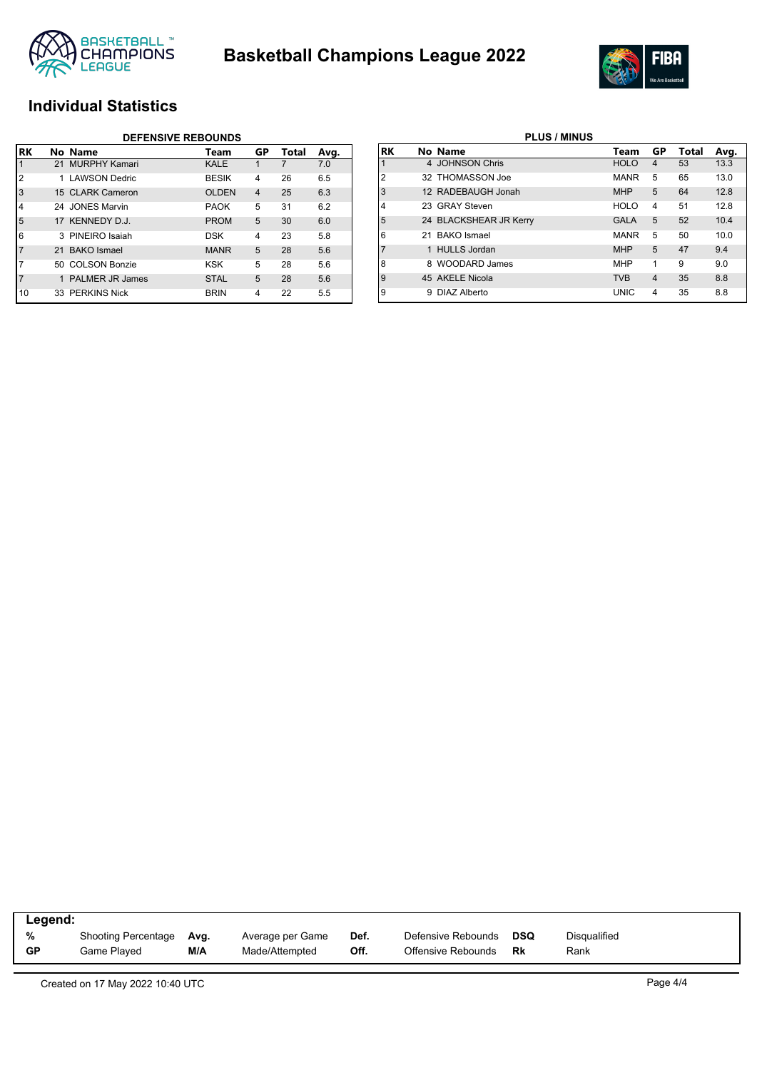# Basketball Champions League 2022

## Individual Statistics

### DEFENSIVE REBOUNDS

| RK | No | Name | Team | GP | Total | Avg. |
|---|---|---|---|---|---|---|
| 1 | 21 | MURPHY Kamari | KALE | 1 | 7 | 7.0 |
| 2 | 1 | LAWSON Dedric | BESIK | 4 | 26 | 6.5 |
| 3 | 15 | CLARK Cameron | OLDEN | 4 | 25 | 6.3 |
| 4 | 24 | JONES Marvin | PAOK | 5 | 31 | 6.2 |
| 5 | 17 | KENNEDY D.J. | PROM | 5 | 30 | 6.0 |
| 6 | 3 | PINEIRO Isaiah | DSK | 4 | 23 | 5.8 |
| 7 | 21 | BAKO Ismael | MANR | 5 | 28 | 5.6 |
| 7 | 50 | COLSON Bonzie | KSK | 5 | 28 | 5.6 |
| 7 | 1 | PALMER JR James | STAL | 5 | 28 | 5.6 |
| 10 | 33 | PERKINS Nick | BRIN | 4 | 22 | 5.5 |

### PLUS / MINUS

| RK | No | Name | Team | GP | Total | Avg. |
|---|---|---|---|---|---|---|
| 1 | 4 | JOHNSON Chris | HOLO | 4 | 53 | 13.3 |
| 2 | 32 | THOMASSON Joe | MANR | 5 | 65 | 13.0 |
| 3 | 12 | RADEBAUGH Jonah | MHP | 5 | 64 | 12.8 |
| 4 | 23 | GRAY Steven | HOLO | 4 | 51 | 12.8 |
| 5 | 24 | BLACKSHEAR JR Kerry | GALA | 5 | 52 | 10.4 |
| 6 | 21 | BAKO Ismael | MANR | 5 | 50 | 10.0 |
| 7 | 1 | HULLS Jordan | MHP | 5 | 47 | 9.4 |
| 8 | 8 | WOODARD James | MHP | 1 | 9 | 9.0 |
| 9 | 45 | AKELE Nicola | TVB | 4 | 35 | 8.8 |
| 9 | 9 | DIAZ Alberto | UNIC | 4 | 35 | 8.8 |

**Legend:**

| | | | | | | | |
|---|---|---|---|---|---|---|---|
| **%** | Shooting Percentage | **Avg.** | Average per Game | **Def.** | Defensive Rebounds | **DSQ** | Disqualified |
| **GP** | Game Played | **M/A** | Made/Attempted | **Off.** | Offensive Rebounds | **Rk** | Rank |

Created on 17 May 2022 10:40 UTC